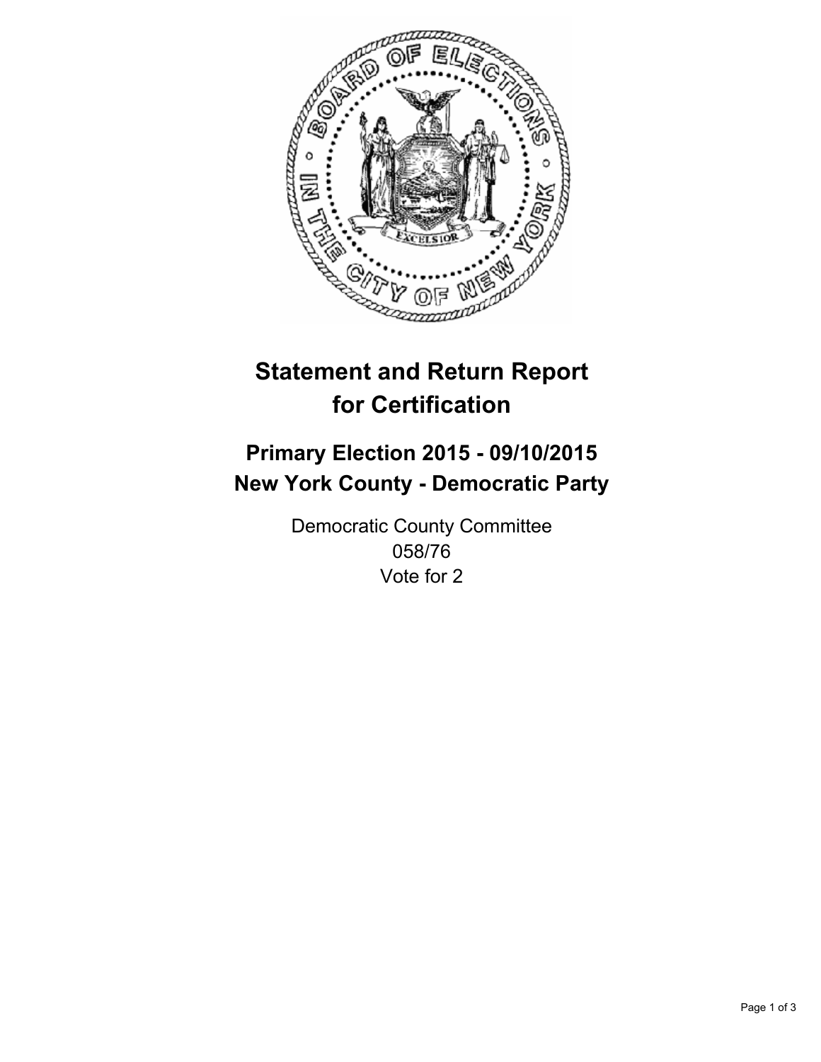# Statement and Return Report for Certification

## Primary Election 2015 - 09/10/2015
## New York County - Democratic Party

Democratic County Committee
058/76
Vote for 2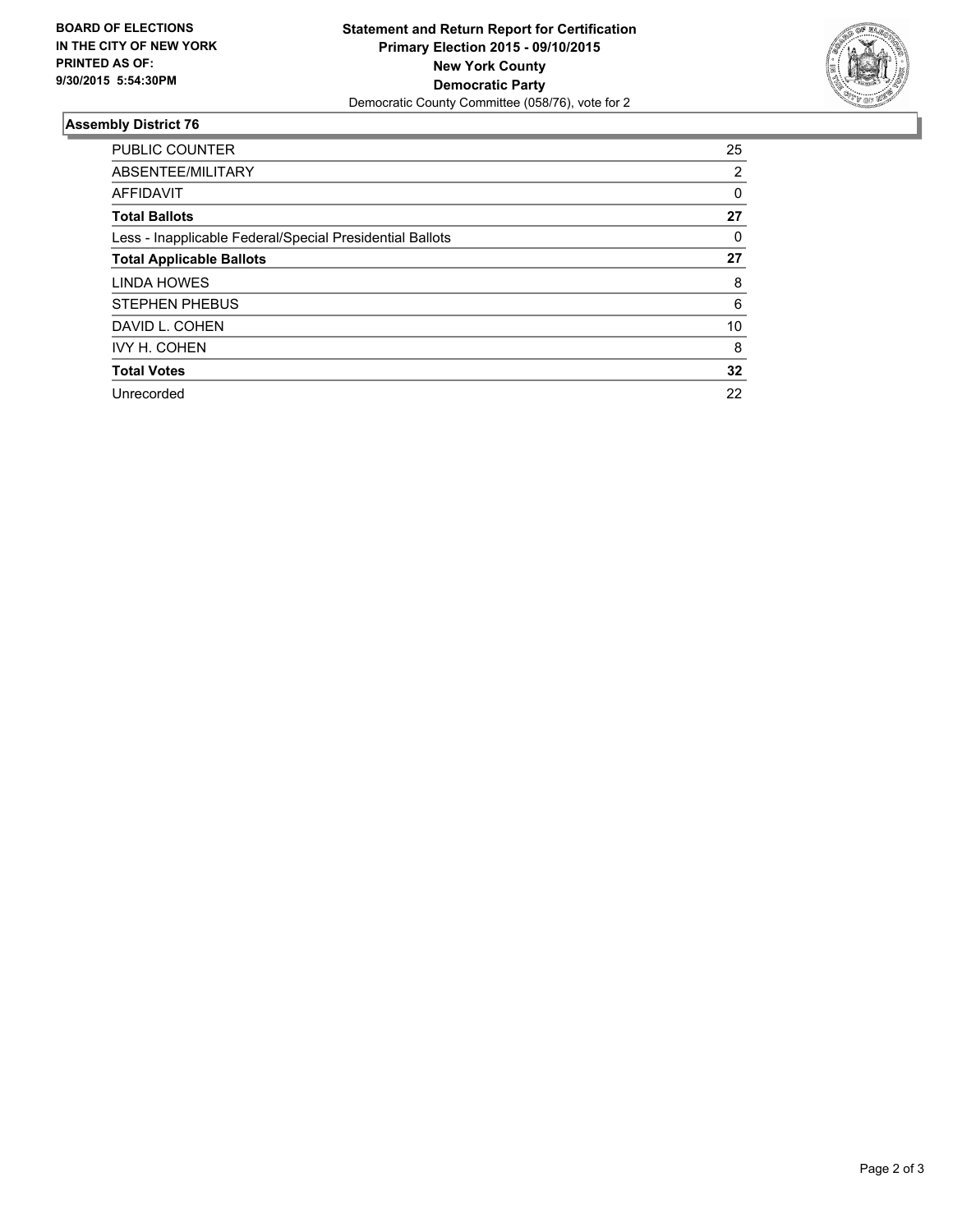**BOARD OF ELECTIONS IN THE CITY OF NEW YORK PRINTED AS OF: 9/30/2015 5:54:30PM**

**Statement and Return Report for Certification**
**Primary Election 2015 - 09/10/2015**
**New York County**
**Democratic Party**
Democratic County Committee (058/76), vote for 2

## Assembly District 76

| | |
|---|---|
| PUBLIC COUNTER | 25 |
| ABSENTEE/MILITARY | 2 |
| AFFIDAVIT | 0 |
| **Total Ballots** | **27** |
| Less - Inapplicable Federal/Special Presidential Ballots | 0 |
| **Total Applicable Ballots** | **27** |
| LINDA HOWES | 8 |
| STEPHEN PHEBUS | 6 |
| DAVID L. COHEN | 10 |
| IVY H. COHEN | 8 |
| **Total Votes** | **32** |
| Unrecorded | 22 |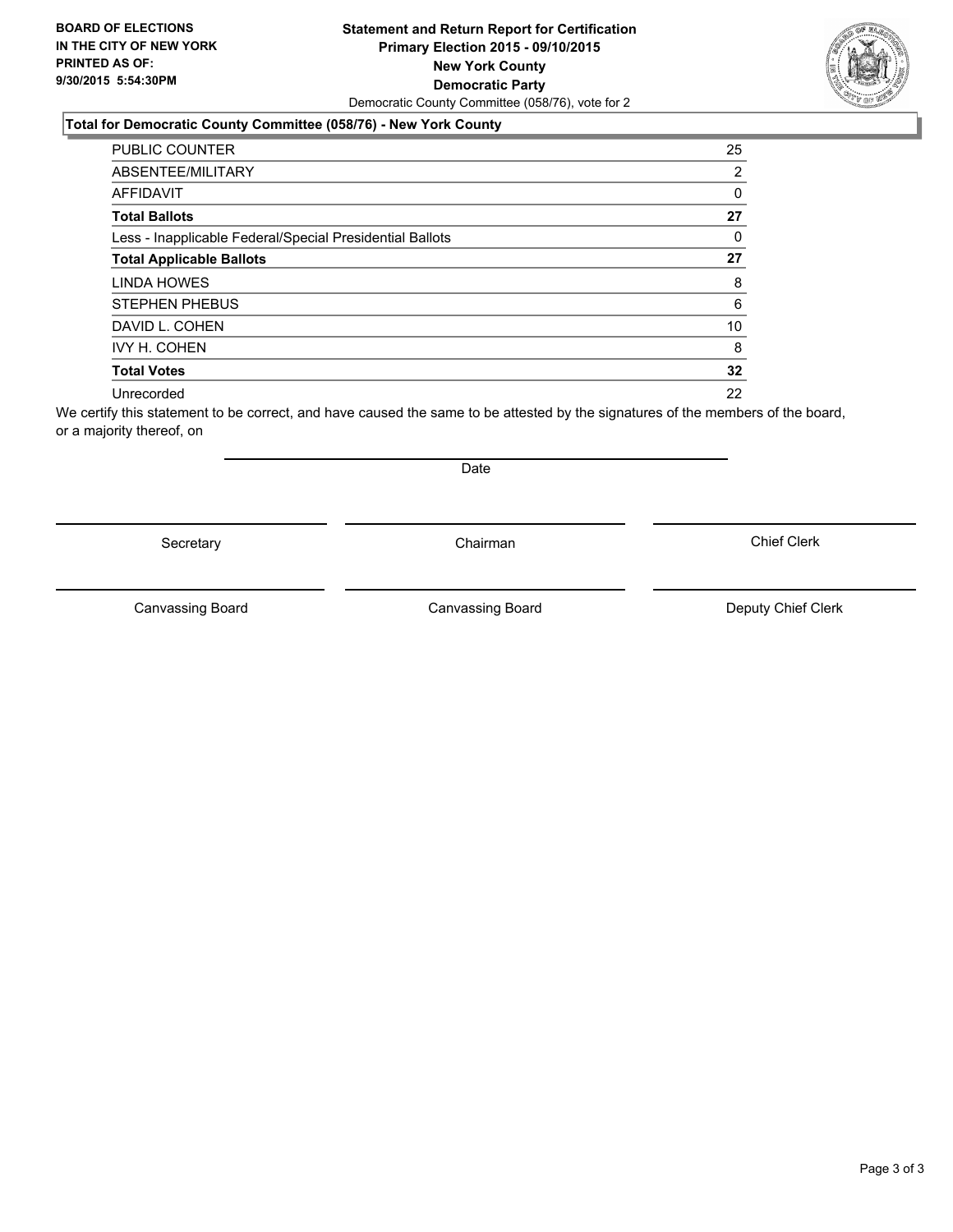**BOARD OF ELECTIONS IN THE CITY OF NEW YORK PRINTED AS OF: 9/30/2015 5:54:30PM**

**Statement and Return Report for Certification**
**Primary Election 2015 - 09/10/2015**
**New York County**
**Democratic Party**
Democratic County Committee (058/76), vote for 2

**Total for Democratic County Committee (058/76) - New York County**

| | |
|---|---|
| PUBLIC COUNTER | 25 |
| ABSENTEE/MILITARY | 2 |
| AFFIDAVIT | 0 |
| **Total Ballots** | **27** |
| Less - Inapplicable Federal/Special Presidential Ballots | 0 |
| **Total Applicable Ballots** | **27** |
| LINDA HOWES | 8 |
| STEPHEN PHEBUS | 6 |
| DAVID L. COHEN | 10 |
| IVY H. COHEN | 8 |
| **Total Votes** | **32** |
| Unrecorded | 22 |

We certify this statement to be correct, and have caused the same to be attested by the signatures of the members of the board, or a majority thereof, on

Date

Secretary

Chairman

Chief Clerk

Canvassing Board

Canvassing Board

Deputy Chief Clerk